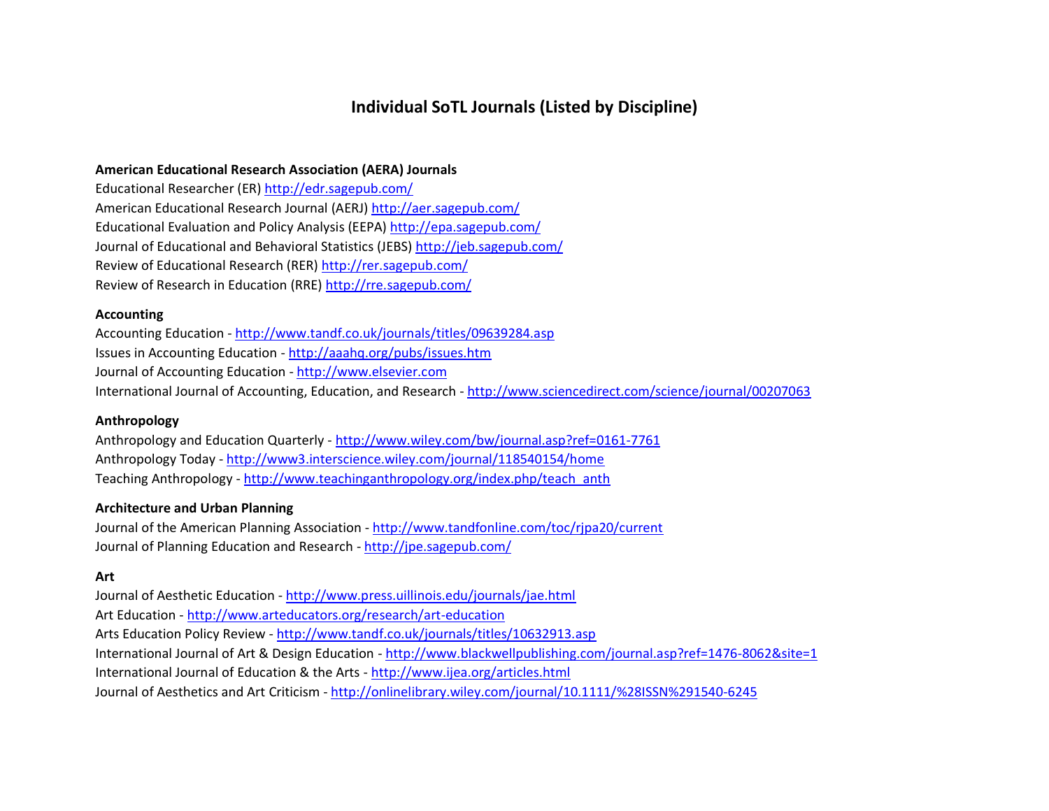# Individual SoTL Journals (Listed by Discipline)

**American Educational Research Association (AERA) Journals**

Educational Researcher (ER) http://edr.sagepub.com/
American Educational Research Journal (AERJ) http://aer.sagepub.com/
Educational Evaluation and Policy Analysis (EEPA) http://epa.sagepub.com/
Journal of Educational and Behavioral Statistics (JEBS) http://jeb.sagepub.com/
Review of Educational Research (RER) http://rer.sagepub.com/
Review of Research in Education (RRE) http://rre.sagepub.com/

**Accounting**

Accounting Education - http://www.tandf.co.uk/journals/titles/09639284.asp
Issues in Accounting Education - http://aaahq.org/pubs/issues.htm
Journal of Accounting Education - http://www.elsevier.com
International Journal of Accounting, Education, and Research - http://www.sciencedirect.com/science/journal/00207063

**Anthropology**

Anthropology and Education Quarterly - http://www.wiley.com/bw/journal.asp?ref=0161-7761
Anthropology Today - http://www3.interscience.wiley.com/journal/118540154/home
Teaching Anthropology - http://www.teachinganthropology.org/index.php/teach_anth

**Architecture and Urban Planning**

Journal of the American Planning Association - http://www.tandfonline.com/toc/rjpa20/current
Journal of Planning Education and Research - http://jpe.sagepub.com/

**Art**

Journal of Aesthetic Education - http://www.press.uillinois.edu/journals/jae.html
Art Education - http://www.arteducators.org/research/art-education
Arts Education Policy Review - http://www.tandf.co.uk/journals/titles/10632913.asp
International Journal of Art & Design Education - http://www.blackwellpublishing.com/journal.asp?ref=1476-8062&site=1
International Journal of Education & the Arts - http://www.ijea.org/articles.html
Journal of Aesthetics and Art Criticism - http://onlinelibrary.wiley.com/journal/10.1111/%28ISSN%291540-6245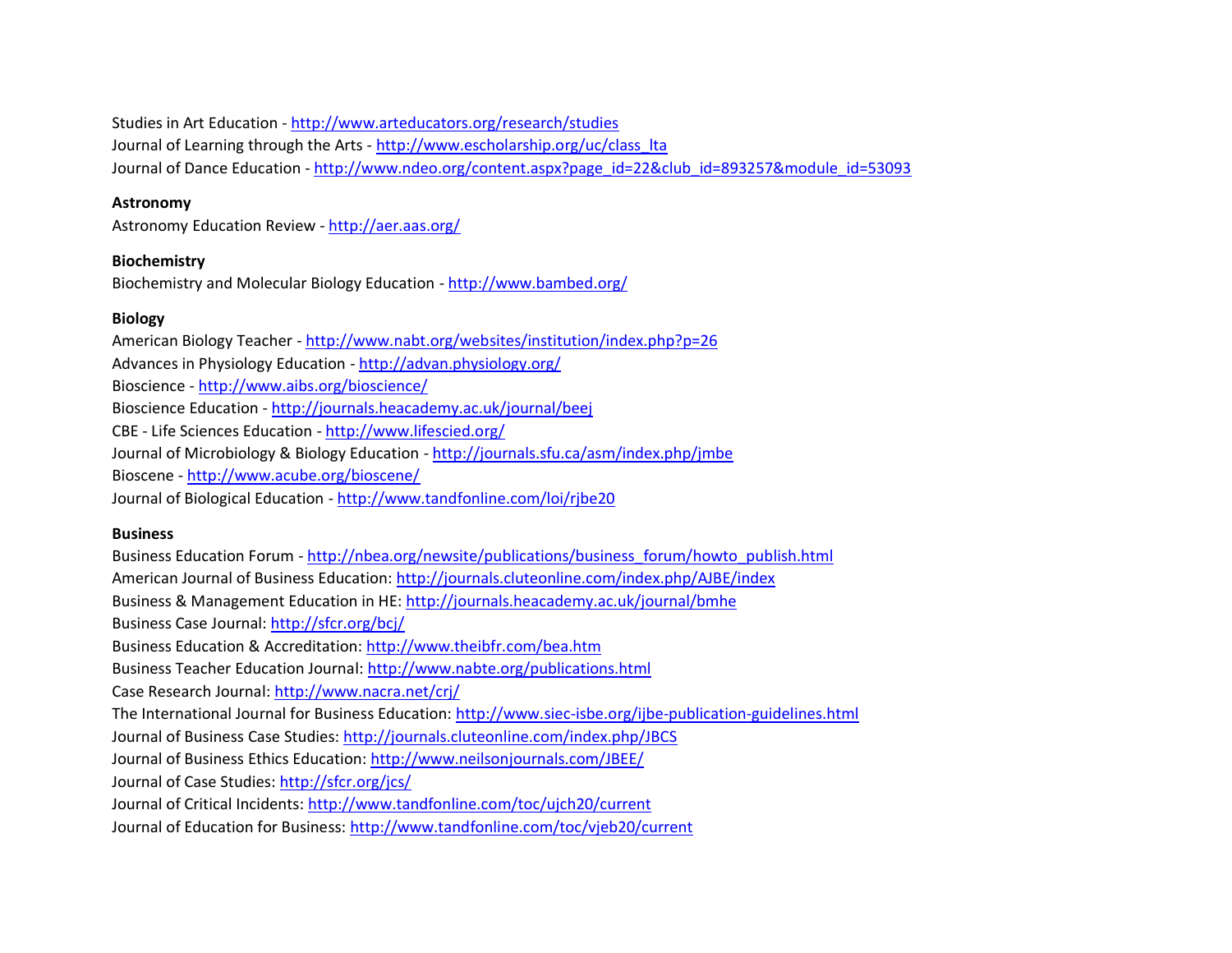Studies in Art Education - http://www.arteducators.org/research/studies
Journal of Learning through the Arts - http://www.escholarship.org/uc/class_lta
Journal of Dance Education - http://www.ndeo.org/content.aspx?page_id=22&club_id=893257&module_id=53093

**Astronomy**

Astronomy Education Review - http://aer.aas.org/

**Biochemistry**

Biochemistry and Molecular Biology Education - http://www.bambed.org/

**Biology**

American Biology Teacher - http://www.nabt.org/websites/institution/index.php?p=26
Advances in Physiology Education - http://advan.physiology.org/
Bioscience - http://www.aibs.org/bioscience/
Bioscience Education - http://journals.heacademy.ac.uk/journal/beej
CBE - Life Sciences Education - http://www.lifescied.org/
Journal of Microbiology & Biology Education - http://journals.sfu.ca/asm/index.php/jmbe
Bioscene - http://www.acube.org/bioscene/
Journal of Biological Education - http://www.tandfonline.com/loi/rjbe20

**Business**

Business Education Forum - http://nbea.org/newsite/publications/business_forum/howto_publish.html
American Journal of Business Education: http://journals.cluteonline.com/index.php/AJBE/index
Business & Management Education in HE: http://journals.heacademy.ac.uk/journal/bmhe
Business Case Journal: http://sfcr.org/bcj/
Business Education & Accreditation: http://www.theibfr.com/bea.htm
Business Teacher Education Journal: http://www.nabte.org/publications.html
Case Research Journal: http://www.nacra.net/crj/
The International Journal for Business Education: http://www.siec-isbe.org/ijbe-publication-guidelines.html
Journal of Business Case Studies: http://journals.cluteonline.com/index.php/JBCS
Journal of Business Ethics Education: http://www.neilsonjournals.com/JBEE/
Journal of Case Studies: http://sfcr.org/jcs/
Journal of Critical Incidents: http://www.tandfonline.com/toc/ujch20/current
Journal of Education for Business: http://www.tandfonline.com/toc/vjeb20/current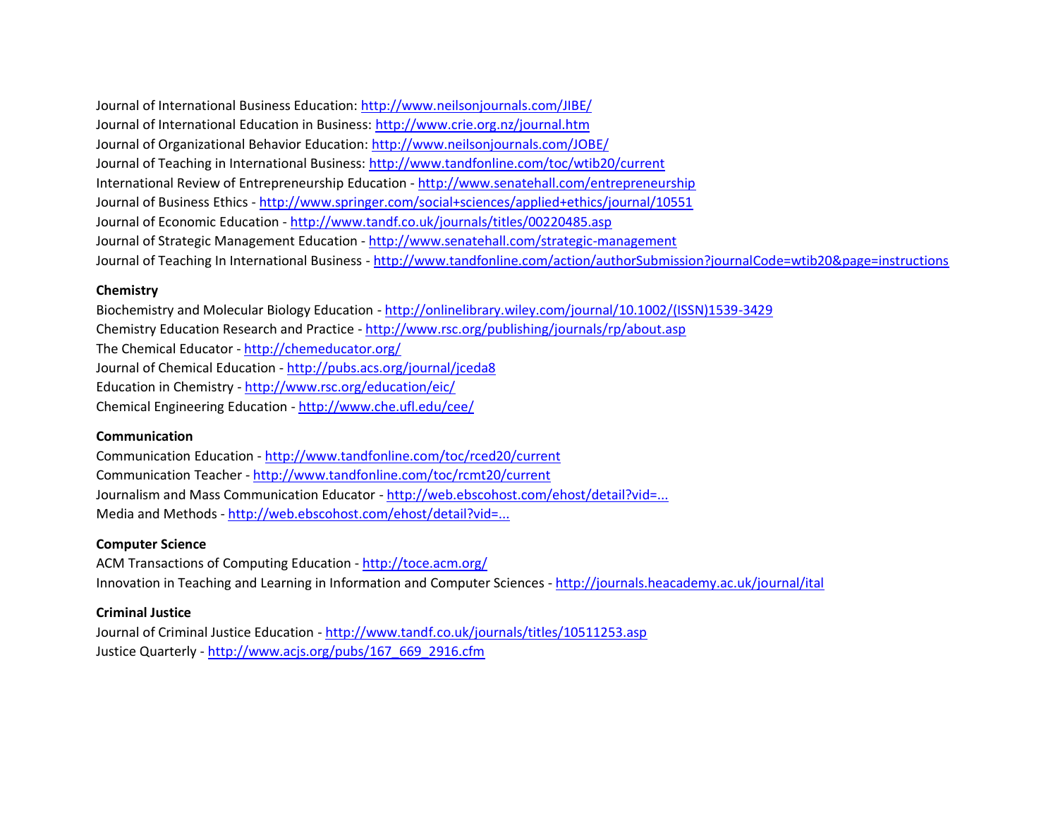Journal of International Business Education: http://www.neilsonjournals.com/JIBE/
Journal of International Education in Business: http://www.crie.org.nz/journal.htm
Journal of Organizational Behavior Education: http://www.neilsonjournals.com/JOBE/
Journal of Teaching in International Business: http://www.tandfonline.com/toc/wtib20/current
International Review of Entrepreneurship Education - http://www.senatehall.com/entrepreneurship
Journal of Business Ethics - http://www.springer.com/social+sciences/applied+ethics/journal/10551
Journal of Economic Education - http://www.tandf.co.uk/journals/titles/00220485.asp
Journal of Strategic Management Education - http://www.senatehall.com/strategic-management
Journal of Teaching In International Business - http://www.tandfonline.com/action/authorSubmission?journalCode=wtib20&page=instructions

**Chemistry**

Biochemistry and Molecular Biology Education - http://onlinelibrary.wiley.com/journal/10.1002/(ISSN)1539-3429
Chemistry Education Research and Practice - http://www.rsc.org/publishing/journals/rp/about.asp
The Chemical Educator - http://chemeducator.org/
Journal of Chemical Education - http://pubs.acs.org/journal/jceda8
Education in Chemistry - http://www.rsc.org/education/eic/
Chemical Engineering Education - http://www.che.ufl.edu/cee/

**Communication**

Communication Education - http://www.tandfonline.com/toc/rced20/current
Communication Teacher - http://www.tandfonline.com/toc/rcmt20/current
Journalism and Mass Communication Educator - http://web.ebscohost.com/ehost/detail?vid=...
Media and Methods - http://web.ebscohost.com/ehost/detail?vid=...

**Computer Science**

ACM Transactions of Computing Education - http://toce.acm.org/
Innovation in Teaching and Learning in Information and Computer Sciences - http://journals.heacademy.ac.uk/journal/ital

**Criminal Justice**

Journal of Criminal Justice Education - http://www.tandf.co.uk/journals/titles/10511253.asp
Justice Quarterly - http://www.acjs.org/pubs/167_669_2916.cfm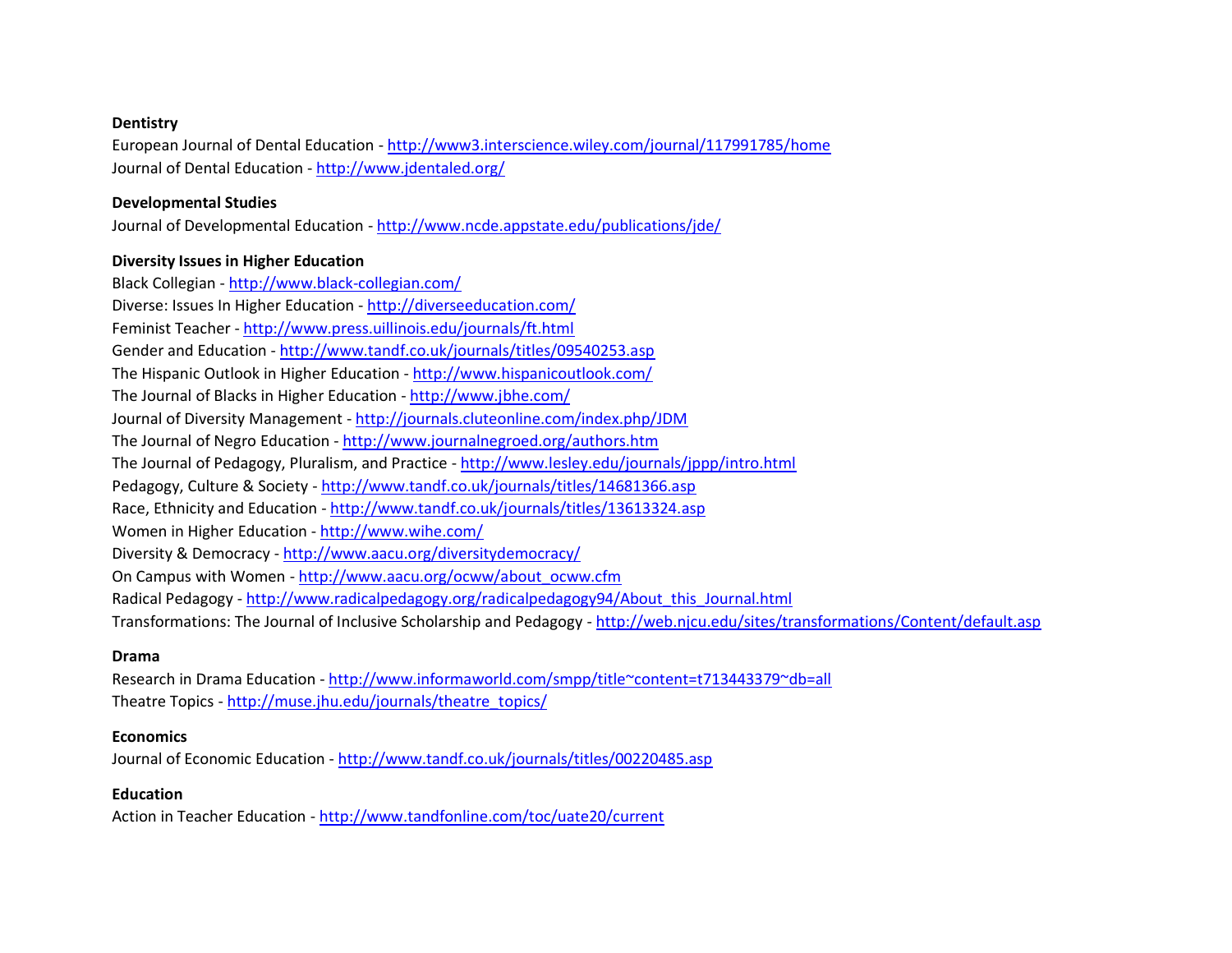**Dentistry**

European Journal of Dental Education - http://www3.interscience.wiley.com/journal/117991785/home
Journal of Dental Education - http://www.jdentaled.org/

**Developmental Studies**

Journal of Developmental Education - http://www.ncde.appstate.edu/publications/jde/

**Diversity Issues in Higher Education**

Black Collegian - http://www.black-collegian.com/
Diverse: Issues In Higher Education - http://diverseeducation.com/
Feminist Teacher - http://www.press.uillinois.edu/journals/ft.html
Gender and Education - http://www.tandf.co.uk/journals/titles/09540253.asp
The Hispanic Outlook in Higher Education - http://www.hispanicoutlook.com/
The Journal of Blacks in Higher Education - http://www.jbhe.com/
Journal of Diversity Management - http://journals.cluteonline.com/index.php/JDM
The Journal of Negro Education - http://www.journalnegroed.org/authors.htm
The Journal of Pedagogy, Pluralism, and Practice - http://www.lesley.edu/journals/jppp/intro.html
Pedagogy, Culture & Society - http://www.tandf.co.uk/journals/titles/14681366.asp
Race, Ethnicity and Education - http://www.tandf.co.uk/journals/titles/13613324.asp
Women in Higher Education - http://www.wihe.com/
Diversity & Democracy - http://www.aacu.org/diversitydemocracy/
On Campus with Women - http://www.aacu.org/ocww/about_ocww.cfm
Radical Pedagogy - http://www.radicalpedagogy.org/radicalpedagogy94/About_this_Journal.html
Transformations: The Journal of Inclusive Scholarship and Pedagogy - http://web.njcu.edu/sites/transformations/Content/default.asp

**Drama**

Research in Drama Education - http://www.informaworld.com/smpp/title~content=t713443379~db=all
Theatre Topics - http://muse.jhu.edu/journals/theatre_topics/

**Economics**

Journal of Economic Education - http://www.tandf.co.uk/journals/titles/00220485.asp

**Education**

Action in Teacher Education - http://www.tandfonline.com/toc/uate20/current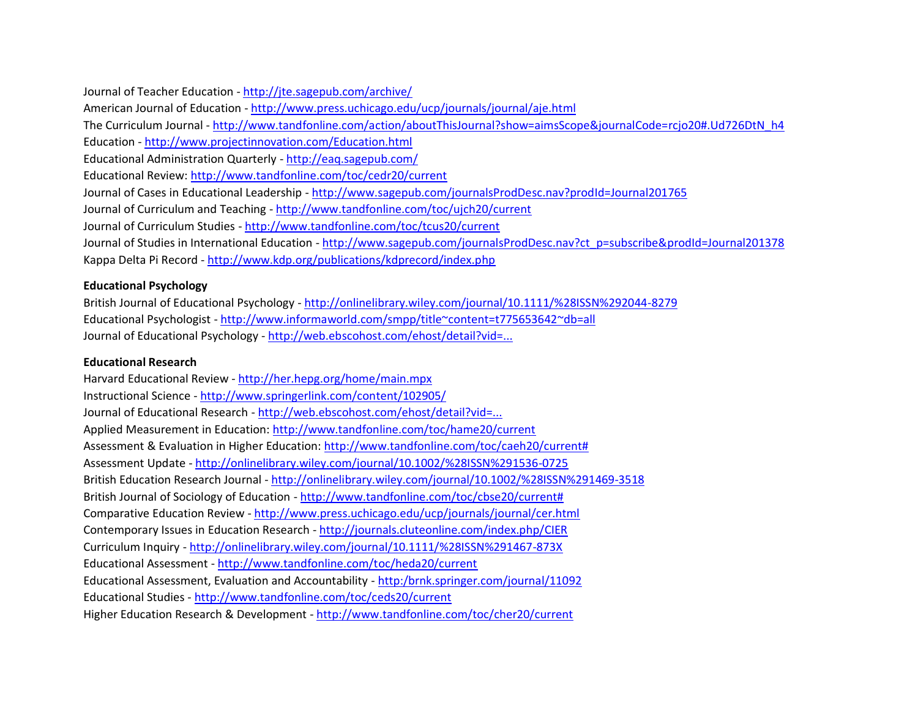Journal of Teacher Education - http://jte.sagepub.com/archive/
American Journal of Education - http://www.press.uchicago.edu/ucp/journals/journal/aje.html
The Curriculum Journal - http://www.tandfonline.com/action/aboutThisJournal?show=aimsScope&journalCode=rcjo20#.Ud726DtN_h4
Education - http://www.projectinnovation.com/Education.html
Educational Administration Quarterly - http://eaq.sagepub.com/
Educational Review: http://www.tandfonline.com/toc/cedr20/current
Journal of Cases in Educational Leadership - http://www.sagepub.com/journalsProdDesc.nav?prodId=Journal201765
Journal of Curriculum and Teaching - http://www.tandfonline.com/toc/ujch20/current
Journal of Curriculum Studies - http://www.tandfonline.com/toc/tcus20/current
Journal of Studies in International Education - http://www.sagepub.com/journalsProdDesc.nav?ct_p=subscribe&prodId=Journal201378
Kappa Delta Pi Record - http://www.kdp.org/publications/kdprecord/index.php

**Educational Psychology**

British Journal of Educational Psychology - http://onlinelibrary.wiley.com/journal/10.1111/%28ISSN%292044-8279
Educational Psychologist - http://www.informaworld.com/smpp/title~content=t775653642~db=all
Journal of Educational Psychology - http://web.ebscohost.com/ehost/detail?vid=...

**Educational Research**

Harvard Educational Review - http://her.hepg.org/home/main.mpx
Instructional Science - http://www.springerlink.com/content/102905/
Journal of Educational Research - http://web.ebscohost.com/ehost/detail?vid=...
Applied Measurement in Education: http://www.tandfonline.com/toc/hame20/current
Assessment & Evaluation in Higher Education: http://www.tandfonline.com/toc/caeh20/current#
Assessment Update - http://onlinelibrary.wiley.com/journal/10.1002/%28ISSN%291536-0725
British Education Research Journal - http://onlinelibrary.wiley.com/journal/10.1002/%28ISSN%291469-3518
British Journal of Sociology of Education - http://www.tandfonline.com/toc/cbse20/current#
Comparative Education Review - http://www.press.uchicago.edu/ucp/journals/journal/cer.html
Contemporary Issues in Education Research - http://journals.cluteonline.com/index.php/CIER
Curriculum Inquiry - http://onlinelibrary.wiley.com/journal/10.1111/%28ISSN%291467-873X
Educational Assessment - http://www.tandfonline.com/toc/heda20/current
Educational Assessment, Evaluation and Accountability - http:/brnk.springer.com/journal/11092
Educational Studies - http://www.tandfonline.com/toc/ceds20/current
Higher Education Research & Development - http://www.tandfonline.com/toc/cher20/current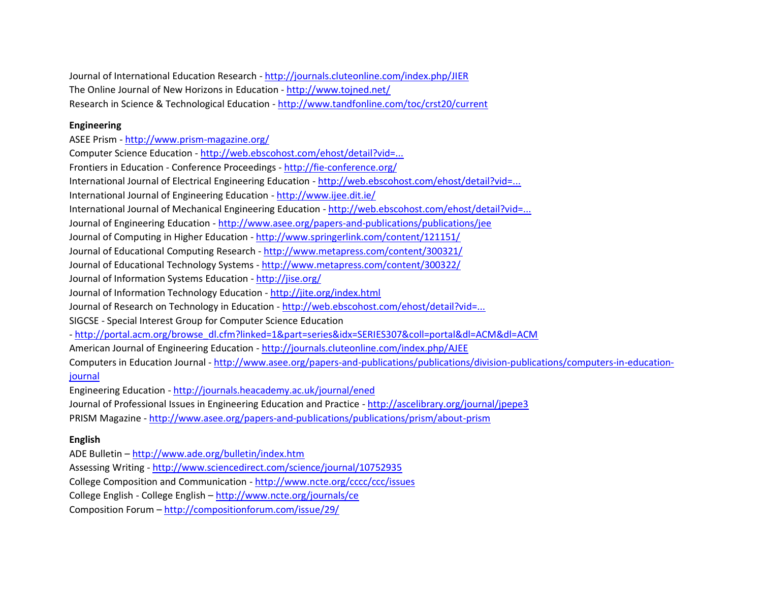Journal of International Education Research - http://journals.cluteonline.com/index.php/JIER
The Online Journal of New Horizons in Education - http://www.tojned.net/
Research in Science & Technological Education - http://www.tandfonline.com/toc/crst20/current

**Engineering**

ASEE Prism - http://www.prism-magazine.org/
Computer Science Education - http://web.ebscohost.com/ehost/detail?vid=...
Frontiers in Education - Conference Proceedings - http://fie-conference.org/
International Journal of Electrical Engineering Education - http://web.ebscohost.com/ehost/detail?vid=...
International Journal of Engineering Education - http://www.ijee.dit.ie/
International Journal of Mechanical Engineering Education - http://web.ebscohost.com/ehost/detail?vid=...
Journal of Engineering Education - http://www.asee.org/papers-and-publications/publications/jee
Journal of Computing in Higher Education - http://www.springerlink.com/content/121151/
Journal of Educational Computing Research - http://www.metapress.com/content/300321/
Journal of Educational Technology Systems - http://www.metapress.com/content/300322/
Journal of Information Systems Education - http://jise.org/
Journal of Information Technology Education - http://jite.org/index.html
Journal of Research on Technology in Education - http://web.ebscohost.com/ehost/detail?vid=...
SIGCSE - Special Interest Group for Computer Science Education
- http://portal.acm.org/browse_dl.cfm?linked=1&part=series&idx=SERIES307&coll=portal&dl=ACM&dl=ACM
American Journal of Engineering Education - http://journals.cluteonline.com/index.php/AJEE
Computers in Education Journal - http://www.asee.org/papers-and-publications/publications/division-publications/computers-in-education-journal
Engineering Education - http://journals.heacademy.ac.uk/journal/ened
Journal of Professional Issues in Engineering Education and Practice - http://ascelibrary.org/journal/jpepe3
PRISM Magazine - http://www.asee.org/papers-and-publications/publications/prism/about-prism

**English**

ADE Bulletin – http://www.ade.org/bulletin/index.htm
Assessing Writing - http://www.sciencedirect.com/science/journal/10752935
College Composition and Communication - http://www.ncte.org/cccc/ccc/issues
College English - College English – http://www.ncte.org/journals/ce
Composition Forum – http://compositionforum.com/issue/29/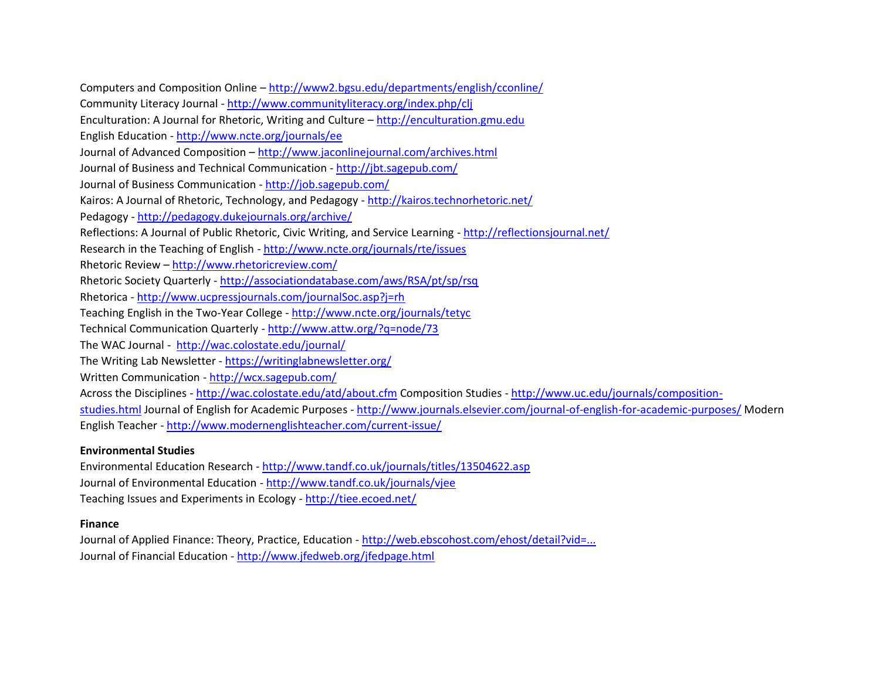Computers and Composition Online – http://www2.bgsu.edu/departments/english/cconline/
Community Literacy Journal - http://www.communityliteracy.org/index.php/clj
Enculturation: A Journal for Rhetoric, Writing and Culture – http://enculturation.gmu.edu
English Education - http://www.ncte.org/journals/ee
Journal of Advanced Composition – http://www.jaconlinejournal.com/archives.html
Journal of Business and Technical Communication - http://jbt.sagepub.com/
Journal of Business Communication - http://job.sagepub.com/
Kairos: A Journal of Rhetoric, Technology, and Pedagogy - http://kairos.technorhetoric.net/
Pedagogy - http://pedagogy.dukejournals.org/archive/
Reflections: A Journal of Public Rhetoric, Civic Writing, and Service Learning - http://reflectionsjournal.net/
Research in the Teaching of English - http://www.ncte.org/journals/rte/issues
Rhetoric Review – http://www.rhetoricreview.com/
Rhetoric Society Quarterly - http://associationdatabase.com/aws/RSA/pt/sp/rsq
Rhetorica - http://www.ucpressjournals.com/journalSoc.asp?j=rh
Teaching English in the Two-Year College - http://www.ncte.org/journals/tetyc
Technical Communication Quarterly - http://www.attw.org/?q=node/73
The WAC Journal - http://wac.colostate.edu/journal/
The Writing Lab Newsletter - https://writinglabnewsletter.org/
Written Communication - http://wcx.sagepub.com/
Across the Disciplines - http://wac.colostate.edu/atd/about.cfm Composition Studies - http://www.uc.edu/journals/composition-studies.html Journal of English for Academic Purposes - http://www.journals.elsevier.com/journal-of-english-for-academic-purposes/ Modern English Teacher - http://www.modernenglishteacher.com/current-issue/

**Environmental Studies**

Environmental Education Research - http://www.tandf.co.uk/journals/titles/13504622.asp
Journal of Environmental Education - http://www.tandf.co.uk/journals/vjee
Teaching Issues and Experiments in Ecology - http://tiee.ecoed.net/

**Finance**

Journal of Applied Finance: Theory, Practice, Education - http://web.ebscohost.com/ehost/detail?vid=...
Journal of Financial Education - http://www.jfedweb.org/jfedpage.html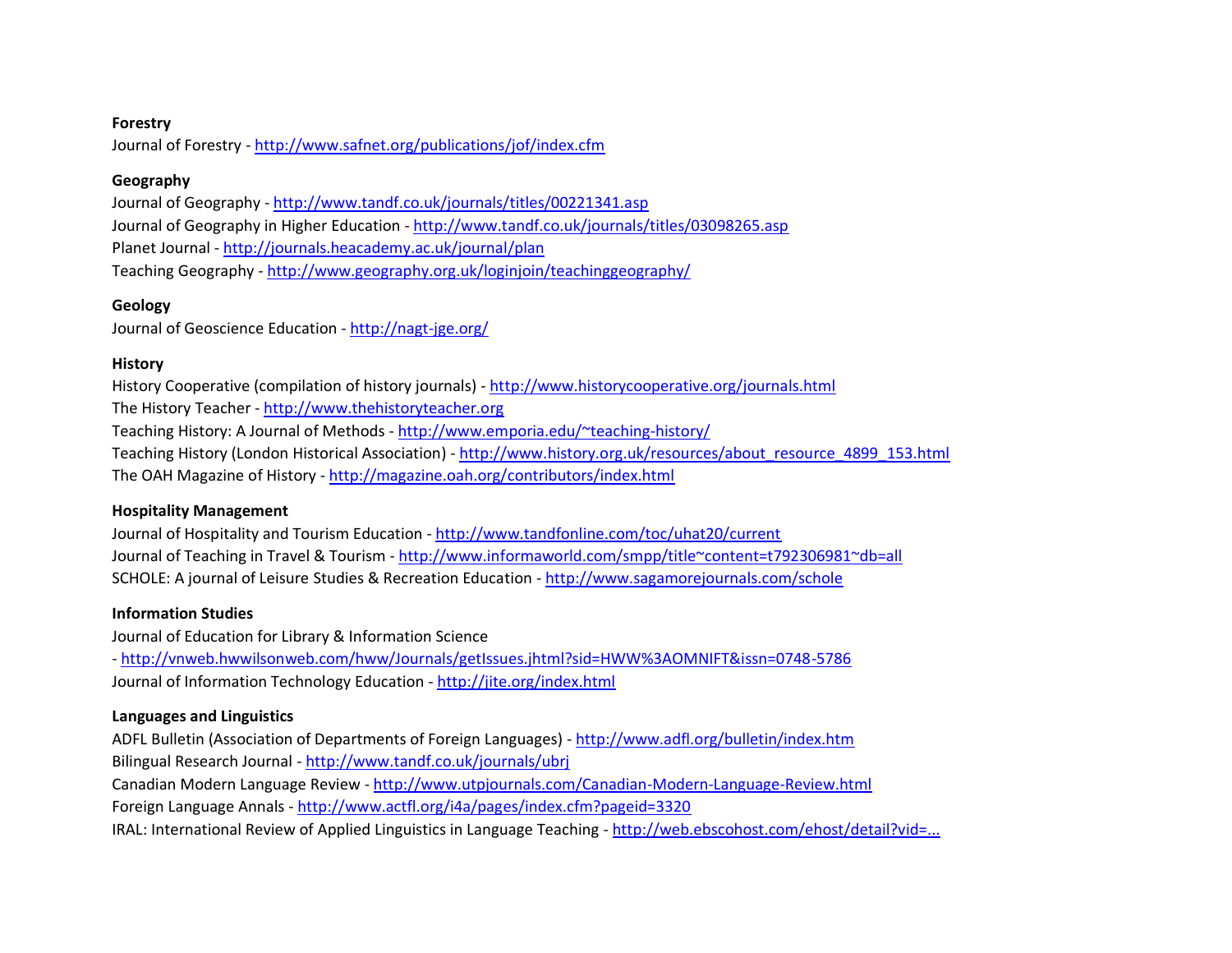**Forestry**

Journal of Forestry - http://www.safnet.org/publications/jof/index.cfm

**Geography**

Journal of Geography - http://www.tandf.co.uk/journals/titles/00221341.asp
Journal of Geography in Higher Education - http://www.tandf.co.uk/journals/titles/03098265.asp
Planet Journal - http://journals.heacademy.ac.uk/journal/plan
Teaching Geography - http://www.geography.org.uk/loginjoin/teachinggeography/

**Geology**

Journal of Geoscience Education - http://nagt-jge.org/

**History**

History Cooperative (compilation of history journals) - http://www.historycooperative.org/journals.html
The History Teacher - http://www.thehistoryteacher.org
Teaching History: A Journal of Methods - http://www.emporia.edu/~teaching-history/
Teaching History (London Historical Association) - http://www.history.org.uk/resources/about_resource_4899_153.html
The OAH Magazine of History - http://magazine.oah.org/contributors/index.html

**Hospitality Management**

Journal of Hospitality and Tourism Education - http://www.tandfonline.com/toc/uhat20/current
Journal of Teaching in Travel & Tourism - http://www.informaworld.com/smpp/title~content=t792306981~db=all
SCHOLE: A journal of Leisure Studies & Recreation Education - http://www.sagamorejournals.com/schole

**Information Studies**

Journal of Education for Library & Information Science
- http://vnweb.hwwilsonweb.com/hww/Journals/getIssues.jhtml?sid=HWW%3AOMNIFT&issn=0748-5786
Journal of Information Technology Education - http://jite.org/index.html

**Languages and Linguistics**

ADFL Bulletin (Association of Departments of Foreign Languages) - http://www.adfl.org/bulletin/index.htm
Bilingual Research Journal - http://www.tandf.co.uk/journals/ubrj
Canadian Modern Language Review - http://www.utpjournals.com/Canadian-Modern-Language-Review.html
Foreign Language Annals - http://www.actfl.org/i4a/pages/index.cfm?pageid=3320
IRAL: International Review of Applied Linguistics in Language Teaching - http://web.ebscohost.com/ehost/detail?vid=...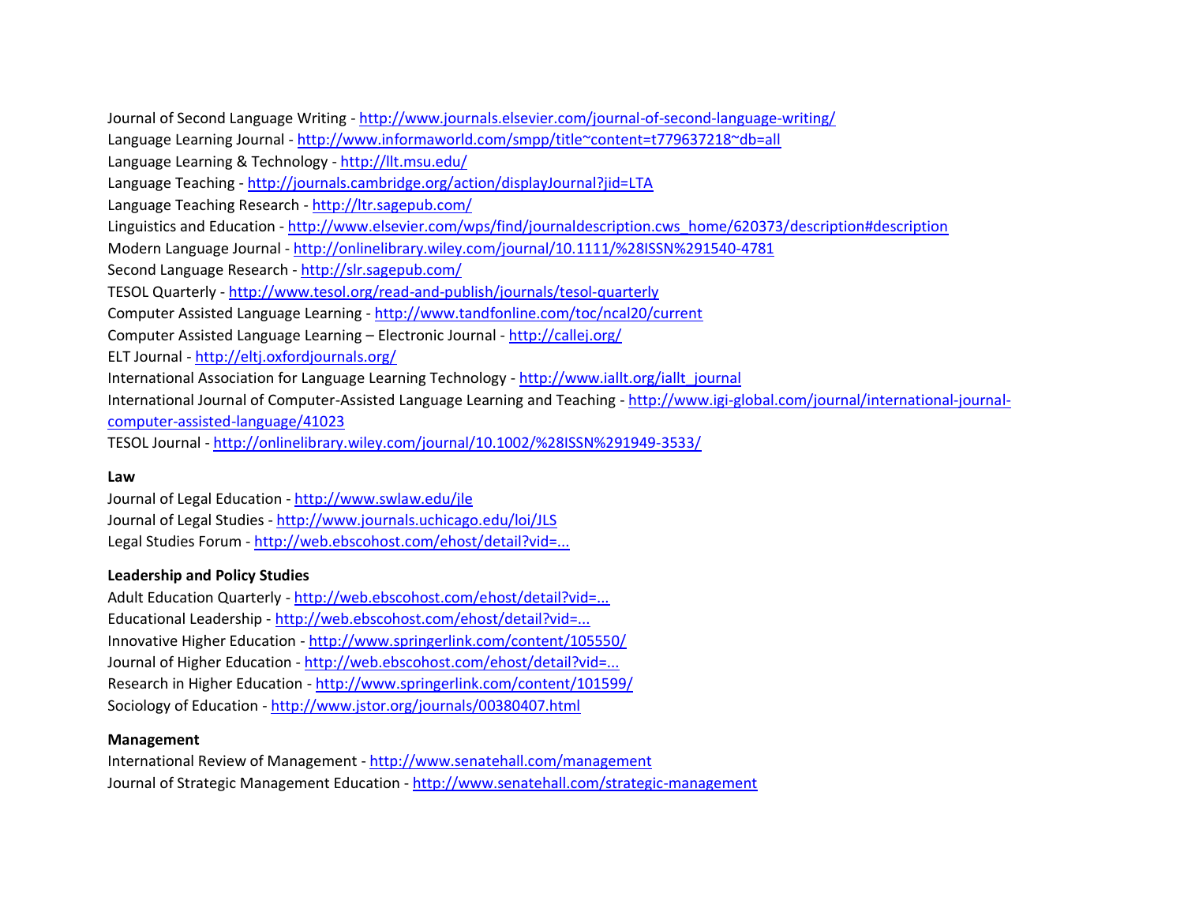Journal of Second Language Writing - http://www.journals.elsevier.com/journal-of-second-language-writing/
Language Learning Journal - http://www.informaworld.com/smpp/title~content=t779637218~db=all
Language Learning & Technology - http://llt.msu.edu/
Language Teaching - http://journals.cambridge.org/action/displayJournal?jid=LTA
Language Teaching Research - http://ltr.sagepub.com/
Linguistics and Education - http://www.elsevier.com/wps/find/journaldescription.cws_home/620373/description#description
Modern Language Journal - http://onlinelibrary.wiley.com/journal/10.1111/%28ISSN%291540-4781
Second Language Research - http://slr.sagepub.com/
TESOL Quarterly - http://www.tesol.org/read-and-publish/journals/tesol-quarterly
Computer Assisted Language Learning - http://www.tandfonline.com/toc/ncal20/current
Computer Assisted Language Learning – Electronic Journal - http://callej.org/
ELT Journal - http://eltj.oxfordjournals.org/
International Association for Language Learning Technology - http://www.iallt.org/iallt_journal
International Journal of Computer-Assisted Language Learning and Teaching - http://www.igi-global.com/journal/international-journal-computer-assisted-language/41023
TESOL Journal - http://onlinelibrary.wiley.com/journal/10.1002/%28ISSN%291949-3533/

**Law**

Journal of Legal Education - http://www.swlaw.edu/jle
Journal of Legal Studies - http://www.journals.uchicago.edu/loi/JLS
Legal Studies Forum - http://web.ebscohost.com/ehost/detail?vid=...

**Leadership and Policy Studies**

Adult Education Quarterly - http://web.ebscohost.com/ehost/detail?vid=...
Educational Leadership - http://web.ebscohost.com/ehost/detail?vid=...
Innovative Higher Education - http://www.springerlink.com/content/105550/
Journal of Higher Education - http://web.ebscohost.com/ehost/detail?vid=...
Research in Higher Education - http://www.springerlink.com/content/101599/
Sociology of Education - http://www.jstor.org/journals/00380407.html

**Management**

International Review of Management - http://www.senatehall.com/management
Journal of Strategic Management Education - http://www.senatehall.com/strategic-management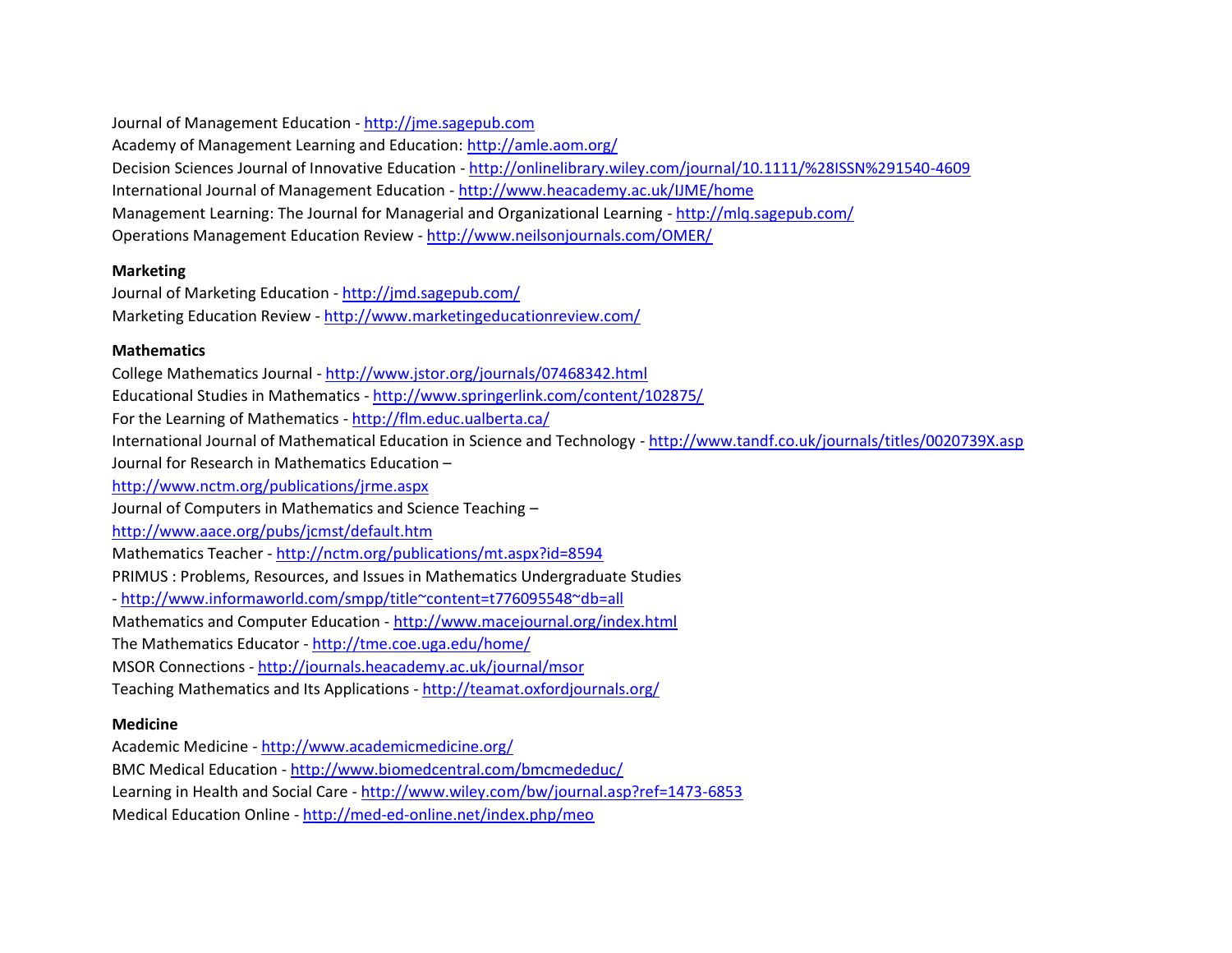Journal of Management Education - http://jme.sagepub.com
Academy of Management Learning and Education: http://amle.aom.org/
Decision Sciences Journal of Innovative Education - http://onlinelibrary.wiley.com/journal/10.1111/%28ISSN%291540-4609
International Journal of Management Education - http://www.heacademy.ac.uk/IJME/home
Management Learning: The Journal for Managerial and Organizational Learning - http://mlq.sagepub.com/
Operations Management Education Review - http://www.neilsonjournals.com/OMER/

**Marketing**
Journal of Marketing Education - http://jmd.sagepub.com/
Marketing Education Review - http://www.marketingeducationreview.com/

**Mathematics**
College Mathematics Journal - http://www.jstor.org/journals/07468342.html
Educational Studies in Mathematics - http://www.springerlink.com/content/102875/
For the Learning of Mathematics - http://flm.educ.ualberta.ca/
International Journal of Mathematical Education in Science and Technology - http://www.tandf.co.uk/journals/titles/0020739X.asp
Journal for Research in Mathematics Education –
http://www.nctm.org/publications/jrme.aspx
Journal of Computers in Mathematics and Science Teaching –
http://www.aace.org/pubs/jcmst/default.htm
Mathematics Teacher - http://nctm.org/publications/mt.aspx?id=8594
PRIMUS : Problems, Resources, and Issues in Mathematics Undergraduate Studies
- http://www.informaworld.com/smpp/title~content=t776095548~db=all
Mathematics and Computer Education - http://www.macejournal.org/index.html
The Mathematics Educator - http://tme.coe.uga.edu/home/
MSOR Connections - http://journals.heacademy.ac.uk/journal/msor
Teaching Mathematics and Its Applications - http://teamat.oxfordjournals.org/

**Medicine**
Academic Medicine - http://www.academicmedicine.org/
BMC Medical Education - http://www.biomedcentral.com/bmcmededuc/
Learning in Health and Social Care - http://www.wiley.com/bw/journal.asp?ref=1473-6853
Medical Education Online - http://med-ed-online.net/index.php/meo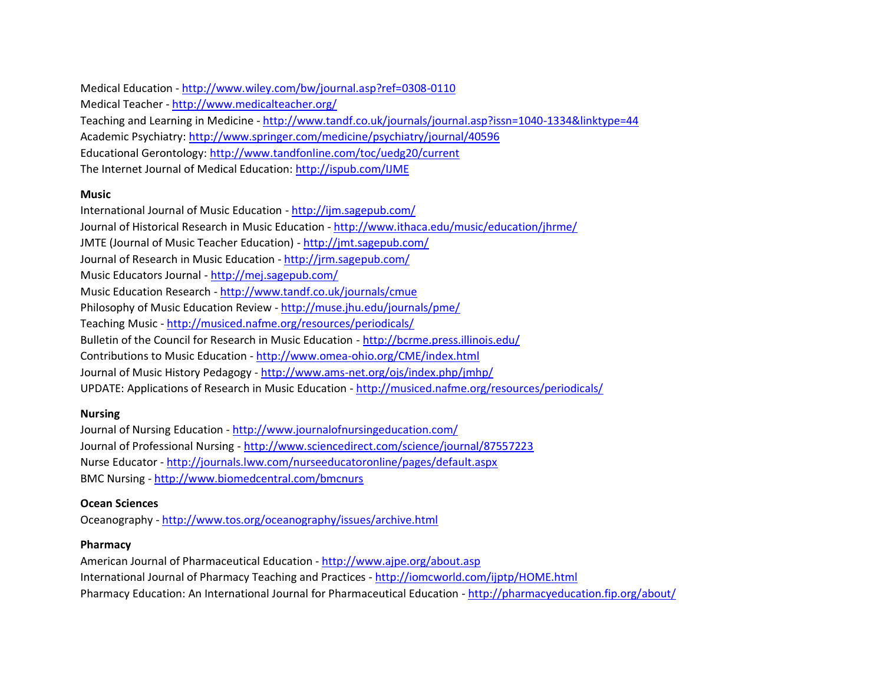Medical Education - http://www.wiley.com/bw/journal.asp?ref=0308-0110
Medical Teacher - http://www.medicalteacher.org/
Teaching and Learning in Medicine - http://www.tandf.co.uk/journals/journal.asp?issn=1040-1334&linktype=44
Academic Psychiatry: http://www.springer.com/medicine/psychiatry/journal/40596
Educational Gerontology: http://www.tandfonline.com/toc/uedg20/current
The Internet Journal of Medical Education: http://ispub.com/IJME

**Music**
International Journal of Music Education - http://ijm.sagepub.com/
Journal of Historical Research in Music Education - http://www.ithaca.edu/music/education/jhrme/
JMTE (Journal of Music Teacher Education) - http://jmt.sagepub.com/
Journal of Research in Music Education - http://jrm.sagepub.com/
Music Educators Journal - http://mej.sagepub.com/
Music Education Research - http://www.tandf.co.uk/journals/cmue
Philosophy of Music Education Review - http://muse.jhu.edu/journals/pme/
Teaching Music - http://musiced.nafme.org/resources/periodicals/
Bulletin of the Council for Research in Music Education - http://bcrme.press.illinois.edu/
Contributions to Music Education - http://www.omea-ohio.org/CME/index.html
Journal of Music History Pedagogy - http://www.ams-net.org/ojs/index.php/jmhp/
UPDATE: Applications of Research in Music Education - http://musiced.nafme.org/resources/periodicals/

**Nursing**
Journal of Nursing Education - http://www.journalofnursingeducation.com/
Journal of Professional Nursing - http://www.sciencedirect.com/science/journal/87557223
Nurse Educator - http://journals.lww.com/nurseeducatoronline/pages/default.aspx
BMC Nursing - http://www.biomedcentral.com/bmcnurs

**Ocean Sciences**
Oceanography - http://www.tos.org/oceanography/issues/archive.html

**Pharmacy**
American Journal of Pharmaceutical Education - http://www.ajpe.org/about.asp
International Journal of Pharmacy Teaching and Practices - http://iomcworld.com/ijptp/HOME.html
Pharmacy Education: An International Journal for Pharmaceutical Education - http://pharmacyeducation.fip.org/about/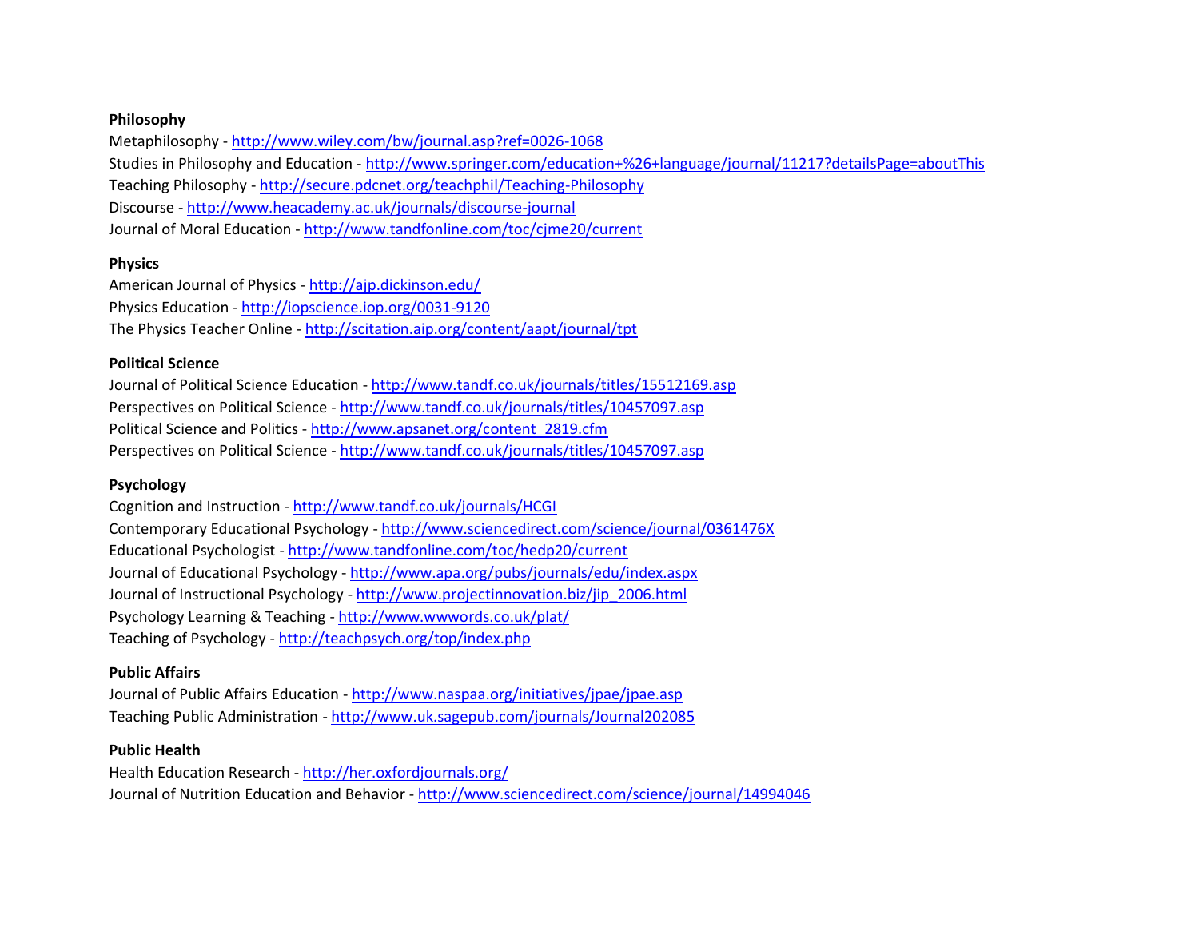**Philosophy**

Metaphilosophy - http://www.wiley.com/bw/journal.asp?ref=0026-1068
Studies in Philosophy and Education - http://www.springer.com/education+%26+language/journal/11217?detailsPage=aboutThis
Teaching Philosophy - http://secure.pdcnet.org/teachphil/Teaching-Philosophy
Discourse - http://www.heacademy.ac.uk/journals/discourse-journal
Journal of Moral Education - http://www.tandfonline.com/toc/cjme20/current

**Physics**

American Journal of Physics - http://ajp.dickinson.edu/
Physics Education - http://iopscience.iop.org/0031-9120
The Physics Teacher Online - http://scitation.aip.org/content/aapt/journal/tpt

**Political Science**

Journal of Political Science Education - http://www.tandf.co.uk/journals/titles/15512169.asp
Perspectives on Political Science - http://www.tandf.co.uk/journals/titles/10457097.asp
Political Science and Politics - http://www.apsanet.org/content_2819.cfm
Perspectives on Political Science - http://www.tandf.co.uk/journals/titles/10457097.asp

**Psychology**

Cognition and Instruction - http://www.tandf.co.uk/journals/HCGI
Contemporary Educational Psychology - http://www.sciencedirect.com/science/journal/0361476X
Educational Psychologist - http://www.tandfonline.com/toc/hedp20/current
Journal of Educational Psychology - http://www.apa.org/pubs/journals/edu/index.aspx
Journal of Instructional Psychology - http://www.projectinnovation.biz/jip_2006.html
Psychology Learning & Teaching - http://www.wwwords.co.uk/plat/
Teaching of Psychology - http://teachpsych.org/top/index.php

**Public Affairs**

Journal of Public Affairs Education - http://www.naspaa.org/initiatives/jpae/jpae.asp
Teaching Public Administration - http://www.uk.sagepub.com/journals/Journal202085

**Public Health**

Health Education Research - http://her.oxfordjournals.org/
Journal of Nutrition Education and Behavior - http://www.sciencedirect.com/science/journal/14994046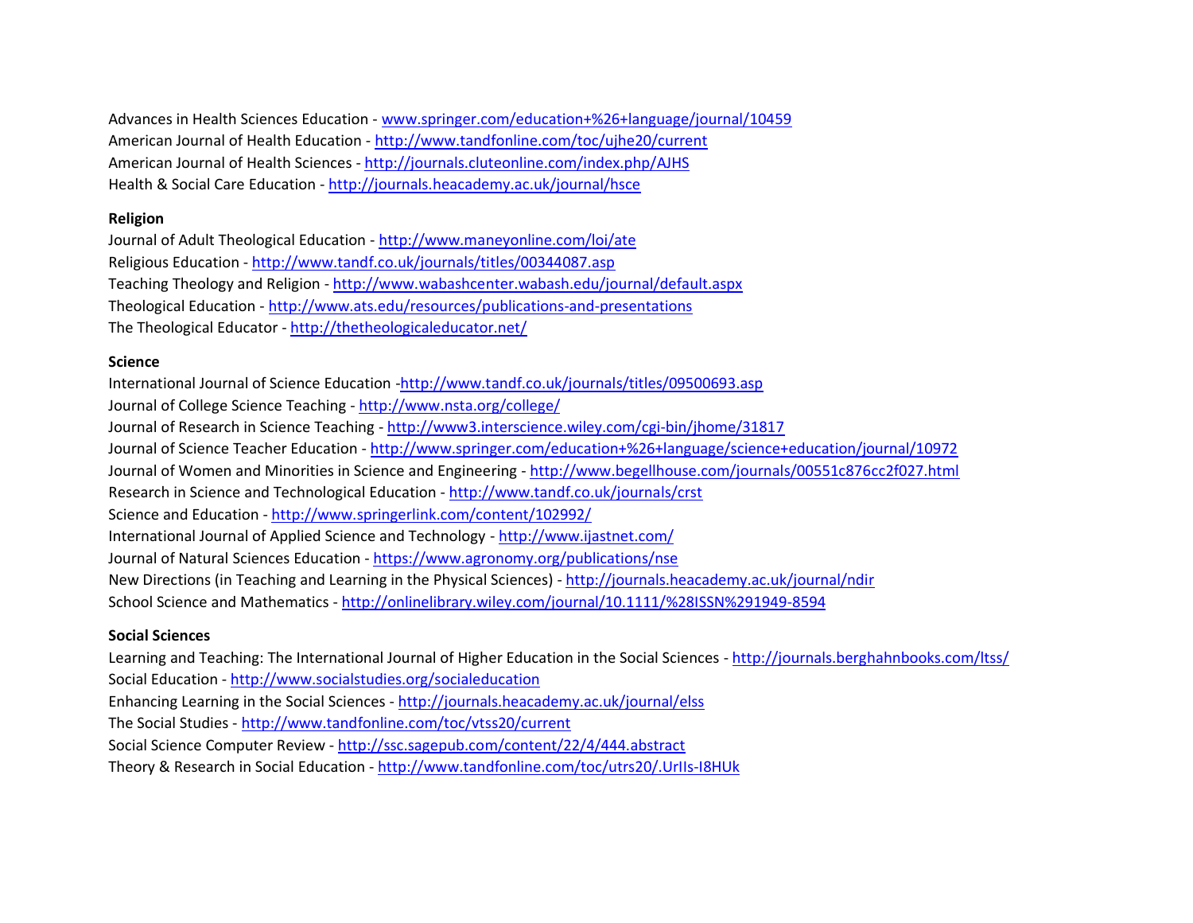Advances in Health Sciences Education - www.springer.com/education+%26+language/journal/10459
American Journal of Health Education - http://www.tandfonline.com/toc/ujhe20/current
American Journal of Health Sciences - http://journals.cluteonline.com/index.php/AJHS
Health & Social Care Education - http://journals.heacademy.ac.uk/journal/hsce

**Religion**

Journal of Adult Theological Education - http://www.maneyonline.com/loi/ate
Religious Education - http://www.tandf.co.uk/journals/titles/00344087.asp
Teaching Theology and Religion - http://www.wabashcenter.wabash.edu/journal/default.aspx
Theological Education - http://www.ats.edu/resources/publications-and-presentations
The Theological Educator - http://thetheologicaleducator.net/

**Science**

International Journal of Science Education -http://www.tandf.co.uk/journals/titles/09500693.asp
Journal of College Science Teaching - http://www.nsta.org/college/
Journal of Research in Science Teaching - http://www3.interscience.wiley.com/cgi-bin/jhome/31817
Journal of Science Teacher Education - http://www.springer.com/education+%26+language/science+education/journal/10972
Journal of Women and Minorities in Science and Engineering - http://www.begellhouse.com/journals/00551c876cc2f027.html
Research in Science and Technological Education - http://www.tandf.co.uk/journals/crst
Science and Education - http://www.springerlink.com/content/102992/
International Journal of Applied Science and Technology - http://www.ijastnet.com/
Journal of Natural Sciences Education - https://www.agronomy.org/publications/nse
New Directions (in Teaching and Learning in the Physical Sciences) - http://journals.heacademy.ac.uk/journal/ndir
School Science and Mathematics - http://onlinelibrary.wiley.com/journal/10.1111/%28ISSN%291949-8594

**Social Sciences**

Learning and Teaching: The International Journal of Higher Education in the Social Sciences - http://journals.berghahnbooks.com/ltss/
Social Education - http://www.socialstudies.org/socialeducation
Enhancing Learning in the Social Sciences - http://journals.heacademy.ac.uk/journal/elss
The Social Studies - http://www.tandfonline.com/toc/vtss20/current
Social Science Computer Review - http://ssc.sagepub.com/content/22/4/444.abstract
Theory & Research in Social Education - http://www.tandfonline.com/toc/utrs20/.UrIIs-I8HUk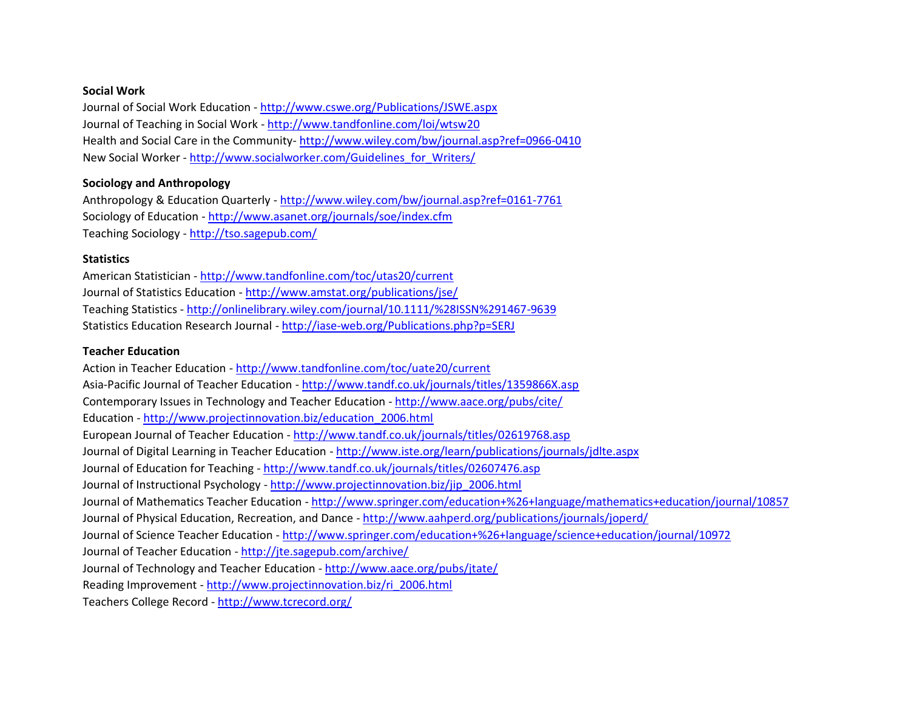**Social Work**

Journal of Social Work Education - http://www.cswe.org/Publications/JSWE.aspx
Journal of Teaching in Social Work - http://www.tandfonline.com/loi/wtsw20
Health and Social Care in the Community- http://www.wiley.com/bw/journal.asp?ref=0966-0410
New Social Worker - http://www.socialworker.com/Guidelines_for_Writers/

**Sociology and Anthropology**

Anthropology & Education Quarterly - http://www.wiley.com/bw/journal.asp?ref=0161-7761
Sociology of Education - http://www.asanet.org/journals/soe/index.cfm
Teaching Sociology - http://tso.sagepub.com/

**Statistics**

American Statistician - http://www.tandfonline.com/toc/utas20/current
Journal of Statistics Education - http://www.amstat.org/publications/jse/
Teaching Statistics - http://onlinelibrary.wiley.com/journal/10.1111/%28ISSN%291467-9639
Statistics Education Research Journal - http://iase-web.org/Publications.php?p=SERJ

**Teacher Education**

Action in Teacher Education - http://www.tandfonline.com/toc/uate20/current
Asia-Pacific Journal of Teacher Education - http://www.tandf.co.uk/journals/titles/1359866X.asp
Contemporary Issues in Technology and Teacher Education - http://www.aace.org/pubs/cite/
Education - http://www.projectinnovation.biz/education_2006.html
European Journal of Teacher Education - http://www.tandf.co.uk/journals/titles/02619768.asp
Journal of Digital Learning in Teacher Education - http://www.iste.org/learn/publications/journals/jdlte.aspx
Journal of Education for Teaching - http://www.tandf.co.uk/journals/titles/02607476.asp
Journal of Instructional Psychology - http://www.projectinnovation.biz/jip_2006.html
Journal of Mathematics Teacher Education - http://www.springer.com/education+%26+language/mathematics+education/journal/10857
Journal of Physical Education, Recreation, and Dance - http://www.aahperd.org/publications/journals/joperd/
Journal of Science Teacher Education - http://www.springer.com/education+%26+language/science+education/journal/10972
Journal of Teacher Education - http://jte.sagepub.com/archive/
Journal of Technology and Teacher Education - http://www.aace.org/pubs/jtate/
Reading Improvement - http://www.projectinnovation.biz/ri_2006.html
Teachers College Record - http://www.tcrecord.org/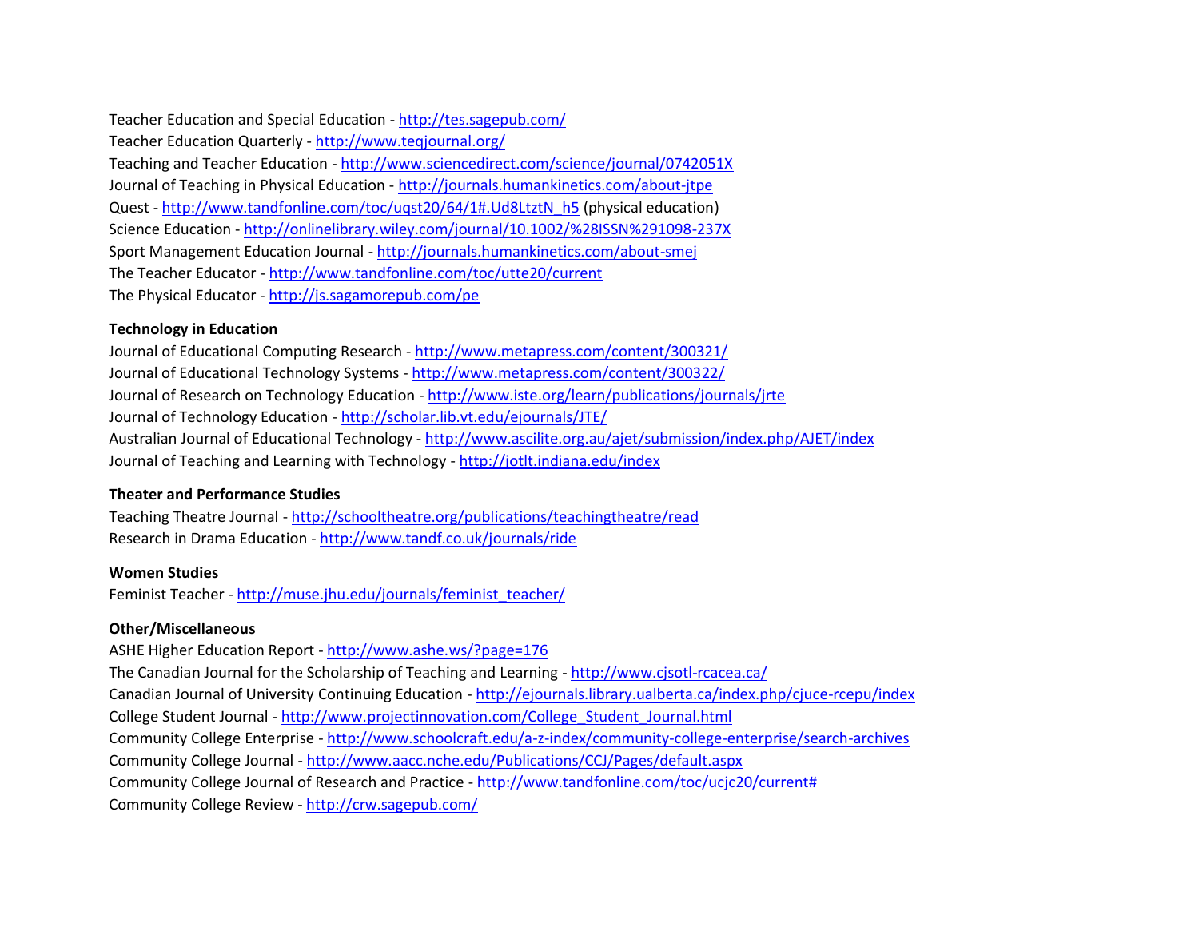Teacher Education and Special Education - http://tes.sagepub.com/
Teacher Education Quarterly - http://www.teqjournal.org/
Teaching and Teacher Education - http://www.sciencedirect.com/science/journal/0742051X
Journal of Teaching in Physical Education - http://journals.humankinetics.com/about-jtpe
Quest - http://www.tandfonline.com/toc/uqst20/64/1#.Ud8LtztN_h5 (physical education)
Science Education - http://onlinelibrary.wiley.com/journal/10.1002/%28ISSN%291098-237X
Sport Management Education Journal - http://journals.humankinetics.com/about-smej
The Teacher Educator - http://www.tandfonline.com/toc/utte20/current
The Physical Educator - http://js.sagamorepub.com/pe

**Technology in Education**

Journal of Educational Computing Research - http://www.metapress.com/content/300321/
Journal of Educational Technology Systems - http://www.metapress.com/content/300322/
Journal of Research on Technology Education - http://www.iste.org/learn/publications/journals/jrte
Journal of Technology Education - http://scholar.lib.vt.edu/ejournals/JTE/
Australian Journal of Educational Technology - http://www.ascilite.org.au/ajet/submission/index.php/AJET/index
Journal of Teaching and Learning with Technology - http://jotlt.indiana.edu/index

**Theater and Performance Studies**

Teaching Theatre Journal - http://schooltheatre.org/publications/teachingtheatre/read
Research in Drama Education - http://www.tandf.co.uk/journals/ride

**Women Studies**

Feminist Teacher - http://muse.jhu.edu/journals/feminist_teacher/

**Other/Miscellaneous**

ASHE Higher Education Report - http://www.ashe.ws/?page=176
The Canadian Journal for the Scholarship of Teaching and Learning - http://www.cjsotl-rcacea.ca/
Canadian Journal of University Continuing Education - http://ejournals.library.ualberta.ca/index.php/cjuce-rcepu/index
College Student Journal - http://www.projectinnovation.com/College_Student_Journal.html
Community College Enterprise - http://www.schoolcraft.edu/a-z-index/community-college-enterprise/search-archives
Community College Journal - http://www.aacc.nche.edu/Publications/CCJ/Pages/default.aspx
Community College Journal of Research and Practice - http://www.tandfonline.com/toc/ucjc20/current#
Community College Review - http://crw.sagepub.com/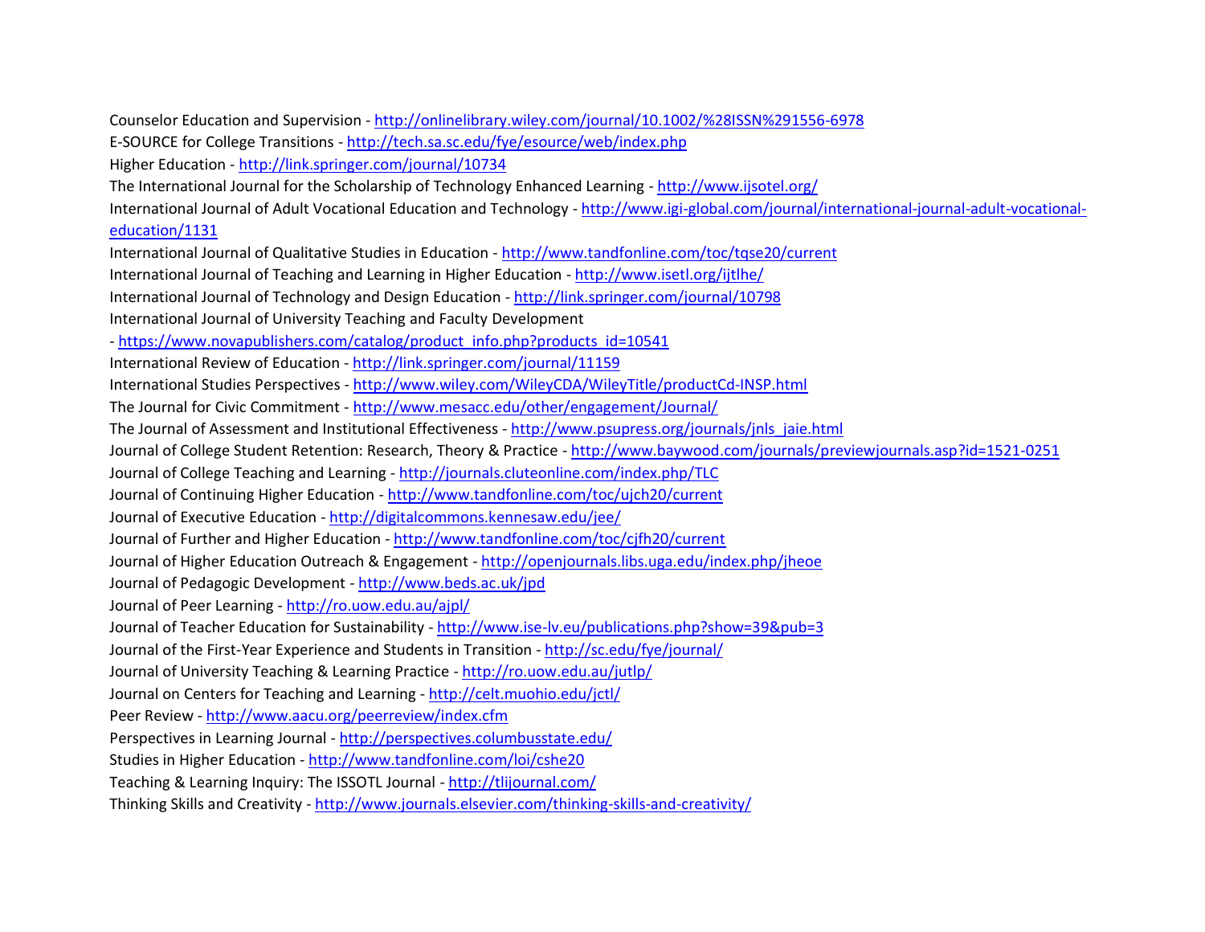Counselor Education and Supervision - http://onlinelibrary.wiley.com/journal/10.1002/%28ISSN%291556-6978

E-SOURCE for College Transitions - http://tech.sa.sc.edu/fye/esource/web/index.php

Higher Education - http://link.springer.com/journal/10734

The International Journal for the Scholarship of Technology Enhanced Learning - http://www.ijsotel.org/

International Journal of Adult Vocational Education and Technology - http://www.igi-global.com/journal/international-journal-adult-vocational-education/1131

International Journal of Qualitative Studies in Education - http://www.tandfonline.com/toc/tqse20/current

International Journal of Teaching and Learning in Higher Education - http://www.isetl.org/ijtlhe/

International Journal of Technology and Design Education - http://link.springer.com/journal/10798

International Journal of University Teaching and Faculty Development - https://www.novapublishers.com/catalog/product_info.php?products_id=10541

International Review of Education - http://link.springer.com/journal/11159

International Studies Perspectives - http://www.wiley.com/WileyCDA/WileyTitle/productCd-INSP.html

The Journal for Civic Commitment - http://www.mesacc.edu/other/engagement/Journal/

The Journal of Assessment and Institutional Effectiveness - http://www.psupress.org/journals/jnls_jaie.html

Journal of College Student Retention: Research, Theory & Practice - http://www.baywood.com/journals/previewjournals.asp?id=1521-0251

Journal of College Teaching and Learning - http://journals.cluteonline.com/index.php/TLC

Journal of Continuing Higher Education - http://www.tandfonline.com/toc/ujch20/current

Journal of Executive Education - http://digitalcommons.kennesaw.edu/jee/

Journal of Further and Higher Education - http://www.tandfonline.com/toc/cjfh20/current

Journal of Higher Education Outreach & Engagement - http://openjournals.libs.uga.edu/index.php/jheoe

Journal of Pedagogic Development - http://www.beds.ac.uk/jpd

Journal of Peer Learning - http://ro.uow.edu.au/ajpl/

Journal of Teacher Education for Sustainability - http://www.ise-lv.eu/publications.php?show=39&pub=3

Journal of the First-Year Experience and Students in Transition - http://sc.edu/fye/journal/

Journal of University Teaching & Learning Practice - http://ro.uow.edu.au/jutlp/

Journal on Centers for Teaching and Learning - http://celt.muohio.edu/jctl/

Peer Review - http://www.aacu.org/peerreview/index.cfm

Perspectives in Learning Journal - http://perspectives.columbusstate.edu/

Studies in Higher Education - http://www.tandfonline.com/loi/cshe20

Teaching & Learning Inquiry: The ISSOTL Journal - http://tlijournal.com/

Thinking Skills and Creativity - http://www.journals.elsevier.com/thinking-skills-and-creativity/